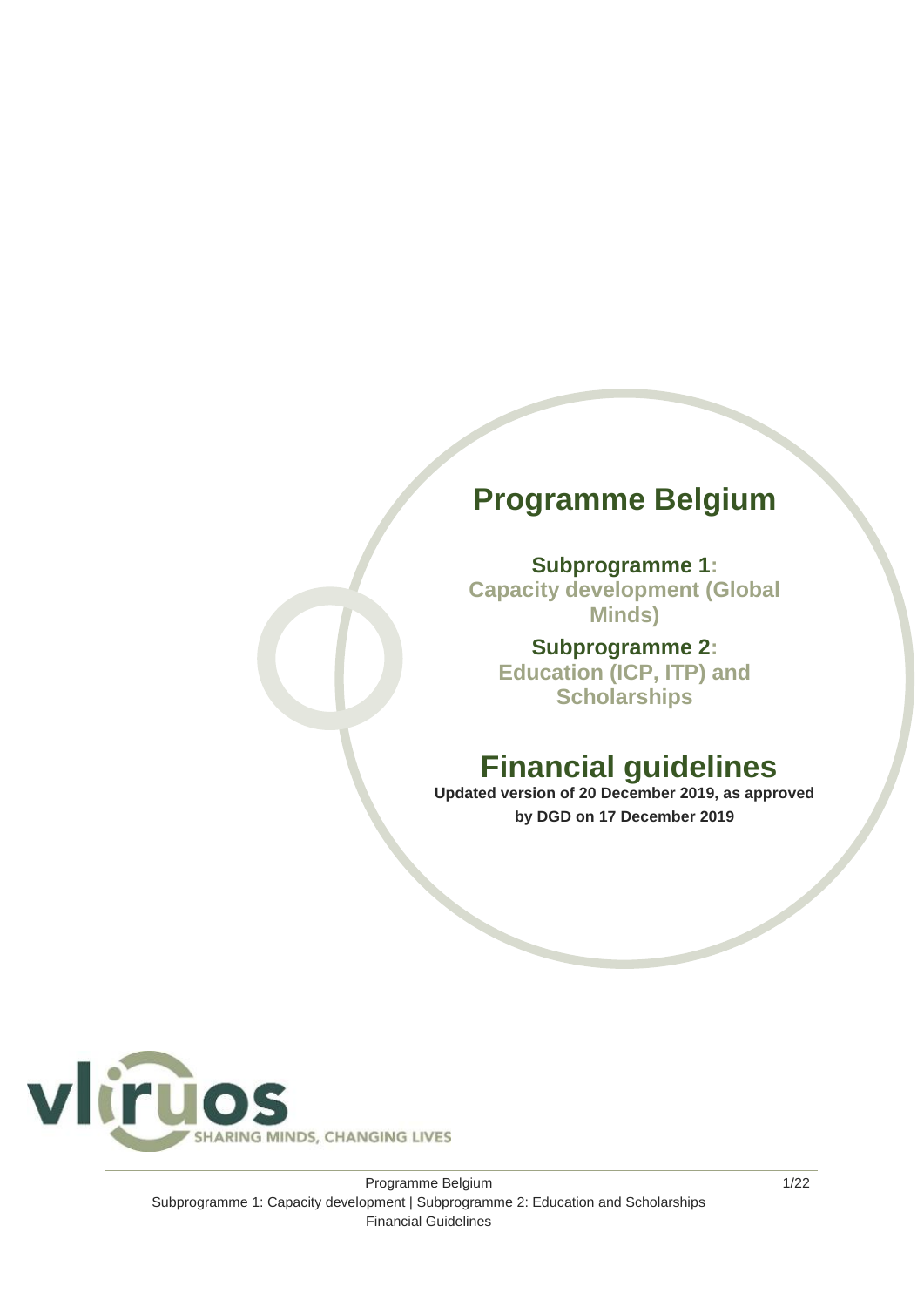# Programme Belgium

**Subprogramme 1:**
**Capacity development (Global Minds)**

**Subprogramme 2:**
**Education (ICP, ITP) and Scholarships**

# Financial guidelines

**Updated version of 20 December 2019, as approved by DGD on 17 December 2019**

vliruos SHARING MINDS, CHANGING LIVES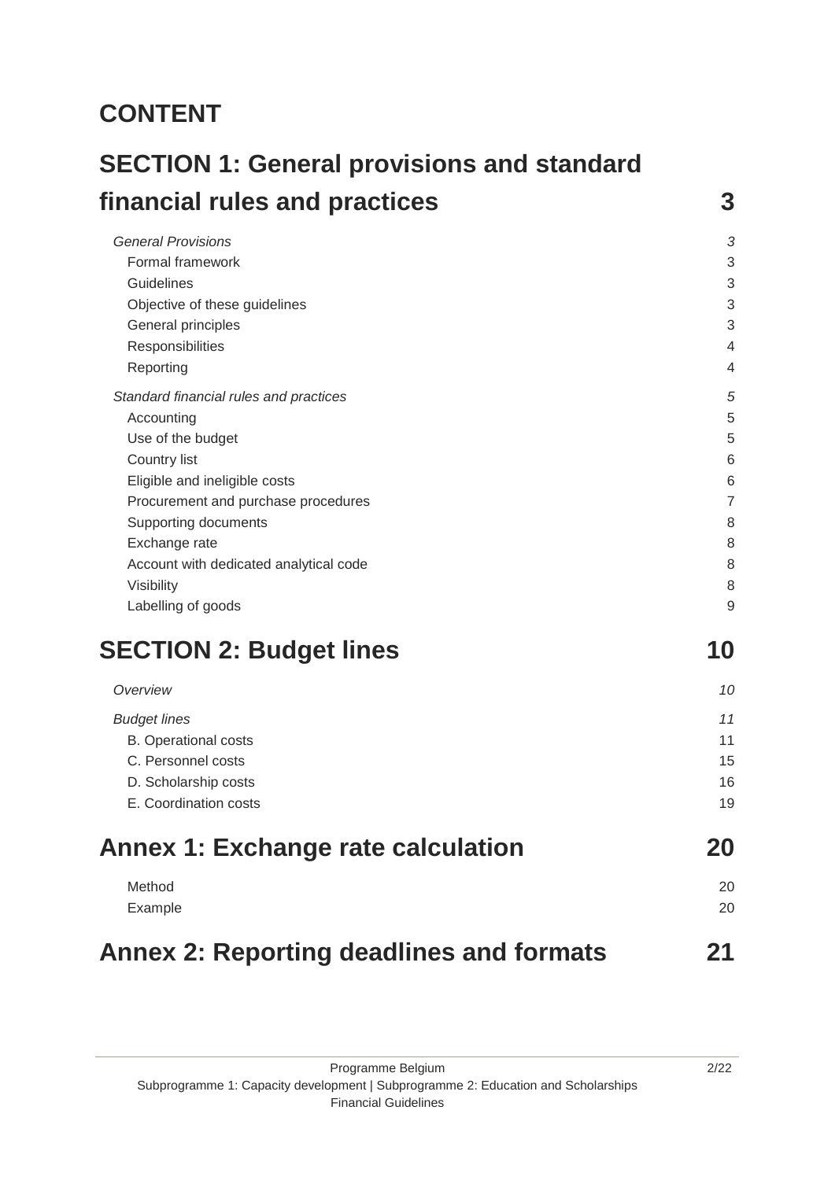# CONTENT

## SECTION 1: General provisions and standard financial rules and practices — 3

*General Provisions* — *3*

- Formal framework — 3
- Guidelines — 3
- Objective of these guidelines — 3
- General principles — 3
- Responsibilities — 4
- Reporting — 4

*Standard financial rules and practices* — *5*

- Accounting — 5
- Use of the budget — 5
- Country list — 6
- Eligible and ineligible costs — 6
- Procurement and purchase procedures — 7
- Supporting documents — 8
- Exchange rate — 8
- Account with dedicated analytical code — 8
- Visibility — 8
- Labelling of goods — 9

## SECTION 2: Budget lines — 10

*Overview* — *10*

*Budget lines* — *11*

- B. Operational costs — 11
- C. Personnel costs — 15
- D. Scholarship costs — 16
- E. Coordination costs — 19

## Annex 1: Exchange rate calculation — 20

- Method — 20
- Example — 20

## Annex 2: Reporting deadlines and formats — 21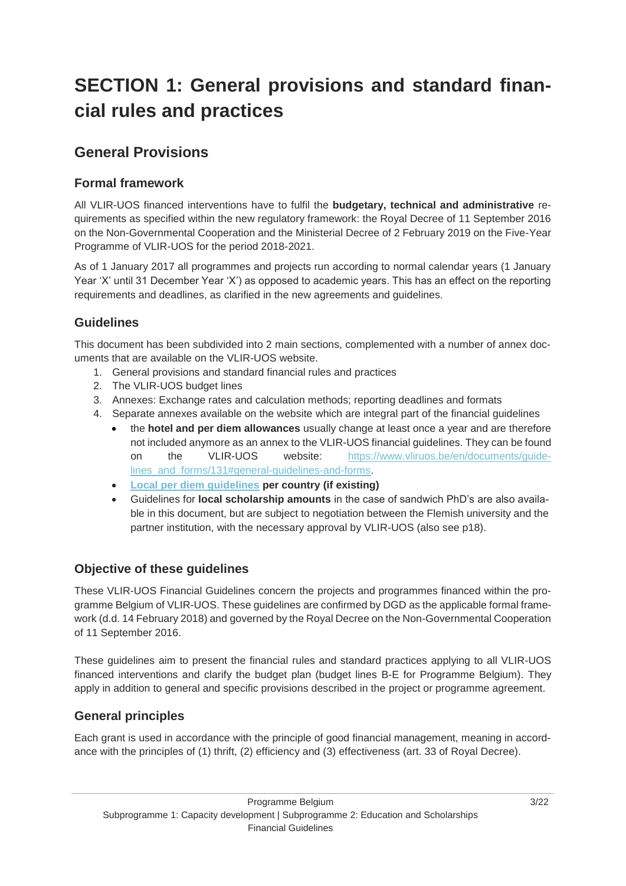# SECTION 1: General provisions and standard financial rules and practices

## General Provisions

### Formal framework

All VLIR-UOS financed interventions have to fulfil the **budgetary, technical and administrative** requirements as specified within the new regulatory framework: the Royal Decree of 11 September 2016 on the Non-Governmental Cooperation and the Ministerial Decree of 2 February 2019 on the Five-Year Programme of VLIR-UOS for the period 2018-2021.

As of 1 January 2017 all programmes and projects run according to normal calendar years (1 January Year 'X' until 31 December Year 'X') as opposed to academic years. This has an effect on the reporting requirements and deadlines, as clarified in the new agreements and guidelines.

### Guidelines

This document has been subdivided into 2 main sections, complemented with a number of annex documents that are available on the VLIR-UOS website.

1. General provisions and standard financial rules and practices
2. The VLIR-UOS budget lines
3. Annexes: Exchange rates and calculation methods; reporting deadlines and formats
4. Separate annexes available on the website which are integral part of the financial guidelines
   - the **hotel and per diem allowances** usually change at least once a year and are therefore not included anymore as an annex to the VLIR-UOS financial guidelines. They can be found on the VLIR-UOS website: https://www.vliruos.be/en/documents/guidelines_and_forms/131#general-guidelines-and-forms.
   - **Local per diem guidelines per country (if existing)**
   - Guidelines for **local scholarship amounts** in the case of sandwich PhD's are also available in this document, but are subject to negotiation between the Flemish university and the partner institution, with the necessary approval by VLIR-UOS (also see p18).

### Objective of these guidelines

These VLIR-UOS Financial Guidelines concern the projects and programmes financed within the programme Belgium of VLIR-UOS. These guidelines are confirmed by DGD as the applicable formal framework (d.d. 14 February 2018) and governed by the Royal Decree on the Non-Governmental Cooperation of 11 September 2016.

These guidelines aim to present the financial rules and standard practices applying to all VLIR-UOS financed interventions and clarify the budget plan (budget lines B-E for Programme Belgium). They apply in addition to general and specific provisions described in the project or programme agreement.

### General principles

Each grant is used in accordance with the principle of good financial management, meaning in accordance with the principles of (1) thrift, (2) efficiency and (3) effectiveness (art. 33 of Royal Decree).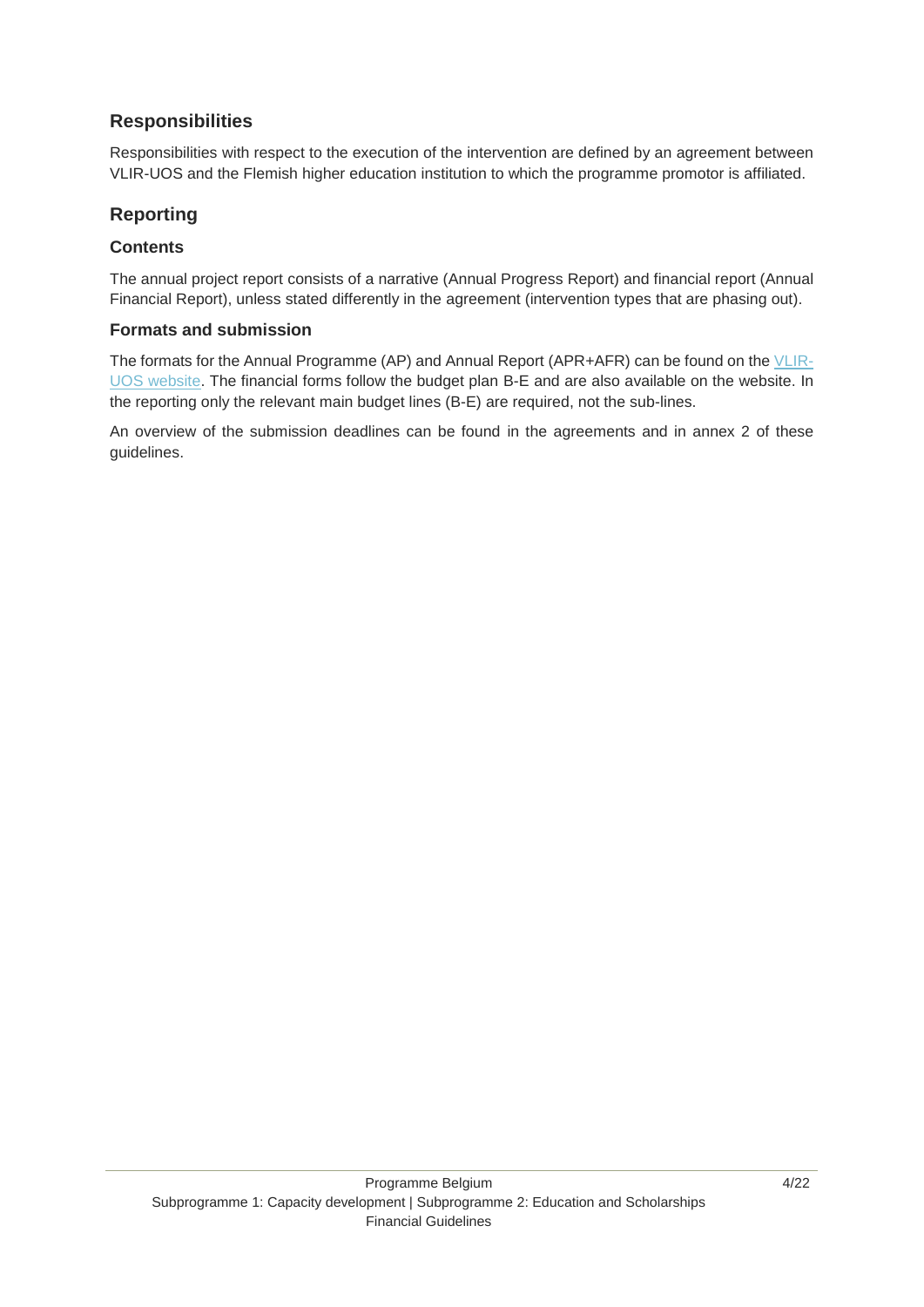## Responsibilities

Responsibilities with respect to the execution of the intervention are defined by an agreement between VLIR-UOS and the Flemish higher education institution to which the programme promotor is affiliated.

## Reporting

### Contents

The annual project report consists of a narrative (Annual Progress Report) and financial report (Annual Financial Report), unless stated differently in the agreement (intervention types that are phasing out).

### Formats and submission

The formats for the Annual Programme (AP) and Annual Report (APR+AFR) can be found on the VLIR-UOS website. The financial forms follow the budget plan B-E and are also available on the website. In the reporting only the relevant main budget lines (B-E) are required, not the sub-lines.

An overview of the submission deadlines can be found in the agreements and in annex 2 of these guidelines.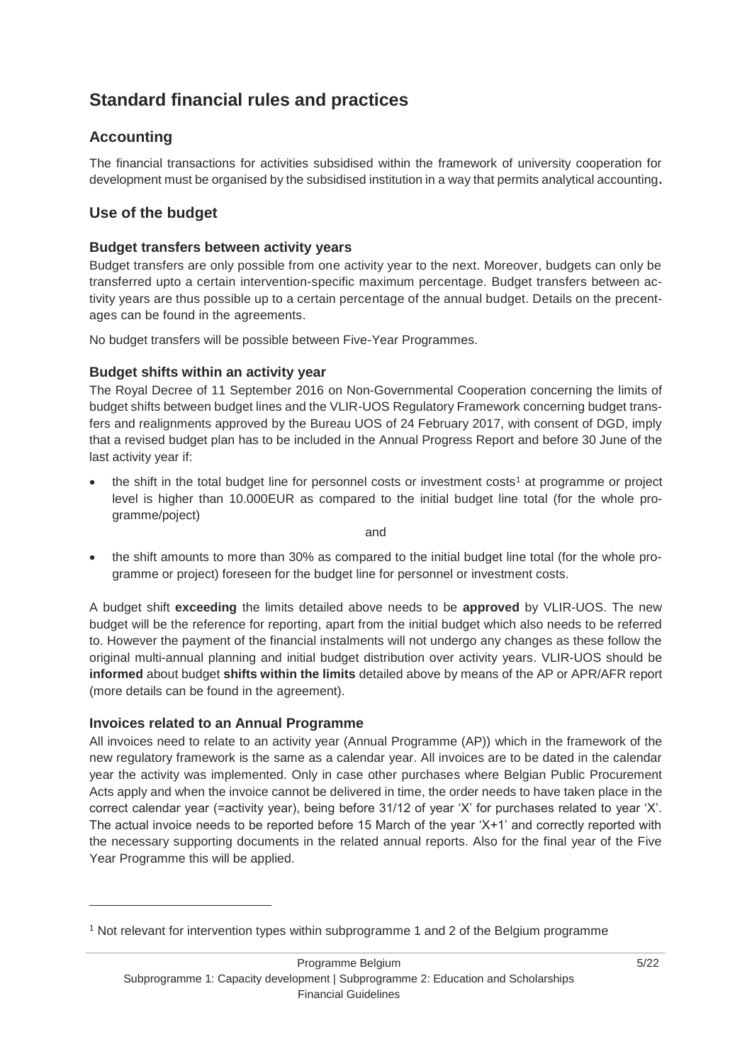# Standard financial rules and practices

## Accounting

The financial transactions for activities subsidised within the framework of university cooperation for development must be organised by the subsidised institution in a way that permits analytical accounting.

## Use of the budget

### Budget transfers between activity years

Budget transfers are only possible from one activity year to the next. Moreover, budgets can only be transferred upto a certain intervention-specific maximum percentage. Budget transfers between activity years are thus possible up to a certain percentage of the annual budget. Details on the precentages can be found in the agreements.

No budget transfers will be possible between Five-Year Programmes.

### Budget shifts within an activity year

The Royal Decree of 11 September 2016 on Non-Governmental Cooperation concerning the limits of budget shifts between budget lines and the VLIR-UOS Regulatory Framework concerning budget transfers and realignments approved by the Bureau UOS of 24 February 2017, with consent of DGD, imply that a revised budget plan has to be included in the Annual Progress Report and before 30 June of the last activity year if:

- the shift in the total budget line for personnel costs or investment costs[1] at programme or project level is higher than 10.000EUR as compared to the initial budget line total (for the whole programme/poject)

and

- the shift amounts to more than 30% as compared to the initial budget line total (for the whole programme or project) foreseen for the budget line for personnel or investment costs.

A budget shift **exceeding** the limits detailed above needs to be **approved** by VLIR-UOS. The new budget will be the reference for reporting, apart from the initial budget which also needs to be referred to. However the payment of the financial instalments will not undergo any changes as these follow the original multi-annual planning and initial budget distribution over activity years. VLIR-UOS should be **informed** about budget **shifts within the limits** detailed above by means of the AP or APR/AFR report (more details can be found in the agreement).

### Invoices related to an Annual Programme

All invoices need to relate to an activity year (Annual Programme (AP)) which in the framework of the new regulatory framework is the same as a calendar year. All invoices are to be dated in the calendar year the activity was implemented. Only in case other purchases where Belgian Public Procurement Acts apply and when the invoice cannot be delivered in time, the order needs to have taken place in the correct calendar year (=activity year), being before 31/12 of year 'X' for purchases related to year 'X'. The actual invoice needs to be reported before 15 March of the year 'X+1' and correctly reported with the necessary supporting documents in the related annual reports. Also for the final year of the Five Year Programme this will be applied.

---

[1] Not relevant for intervention types within subprogramme 1 and 2 of the Belgium programme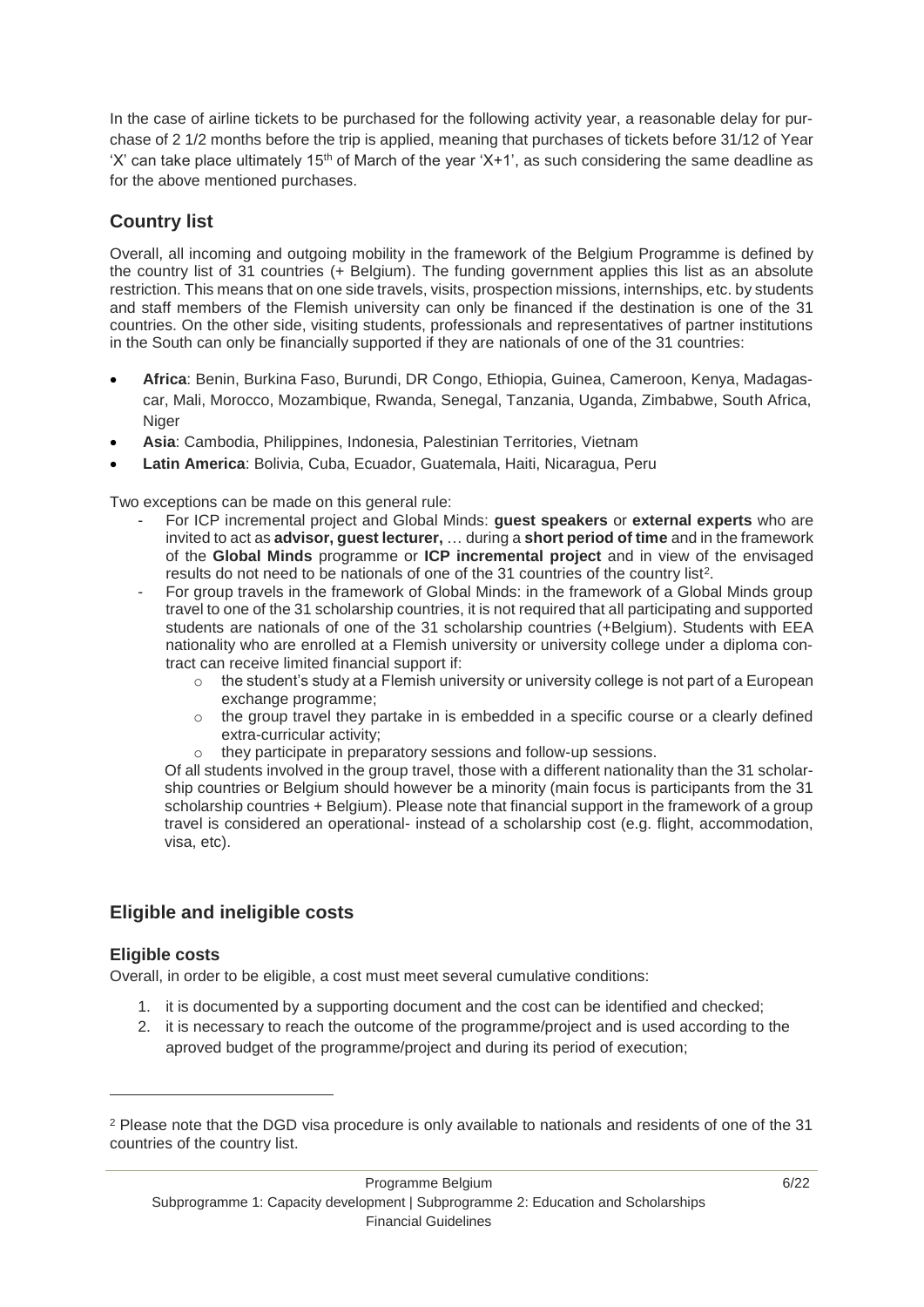In the case of airline tickets to be purchased for the following activity year, a reasonable delay for purchase of 2 1/2 months before the trip is applied, meaning that purchases of tickets before 31/12 of Year 'X' can take place ultimately 15th of March of the year 'X+1', as such considering the same deadline as for the above mentioned purchases.

## Country list

Overall, all incoming and outgoing mobility in the framework of the Belgium Programme is defined by the country list of 31 countries (+ Belgium). The funding government applies this list as an absolute restriction. This means that on one side travels, visits, prospection missions, internships, etc. by students and staff members of the Flemish university can only be financed if the destination is one of the 31 countries. On the other side, visiting students, professionals and representatives of partner institutions in the South can only be financially supported if they are nationals of one of the 31 countries:

- **Africa**: Benin, Burkina Faso, Burundi, DR Congo, Ethiopia, Guinea, Cameroon, Kenya, Madagascar, Mali, Morocco, Mozambique, Rwanda, Senegal, Tanzania, Uganda, Zimbabwe, South Africa, Niger
- **Asia**: Cambodia, Philippines, Indonesia, Palestinian Territories, Vietnam
- **Latin America**: Bolivia, Cuba, Ecuador, Guatemala, Haiti, Nicaragua, Peru

Two exceptions can be made on this general rule:

- For ICP incremental project and Global Minds: **guest speakers** or **external experts** who are invited to act as **advisor, guest lecturer,** … during a **short period of time** and in the framework of the **Global Minds** programme or **ICP incremental project** and in view of the envisaged results do not need to be nationals of one of the 31 countries of the country list[2].
- For group travels in the framework of Global Minds: in the framework of a Global Minds group travel to one of the 31 scholarship countries, it is not required that all participating and supported students are nationals of one of the 31 scholarship countries (+Belgium). Students with EEA nationality who are enrolled at a Flemish university or university college under a diploma contract can receive limited financial support if:
  - the student's study at a Flemish university or university college is not part of a European exchange programme;
  - the group travel they partake in is embedded in a specific course or a clearly defined extra-curricular activity;
  - they participate in preparatory sessions and follow-up sessions.

  Of all students involved in the group travel, those with a different nationality than the 31 scholarship countries or Belgium should however be a minority (main focus is participants from the 31 scholarship countries + Belgium). Please note that financial support in the framework of a group travel is considered an operational- instead of a scholarship cost (e.g. flight, accommodation, visa, etc).

## Eligible and ineligible costs

### Eligible costs

Overall, in order to be eligible, a cost must meet several cumulative conditions:

1. it is documented by a supporting document and the cost can be identified and checked;
2. it is necessary to reach the outcome of the programme/project and is used according to the aproved budget of the programme/project and during its period of execution;

[2] Please note that the DGD visa procedure is only available to nationals and residents of one of the 31 countries of the country list.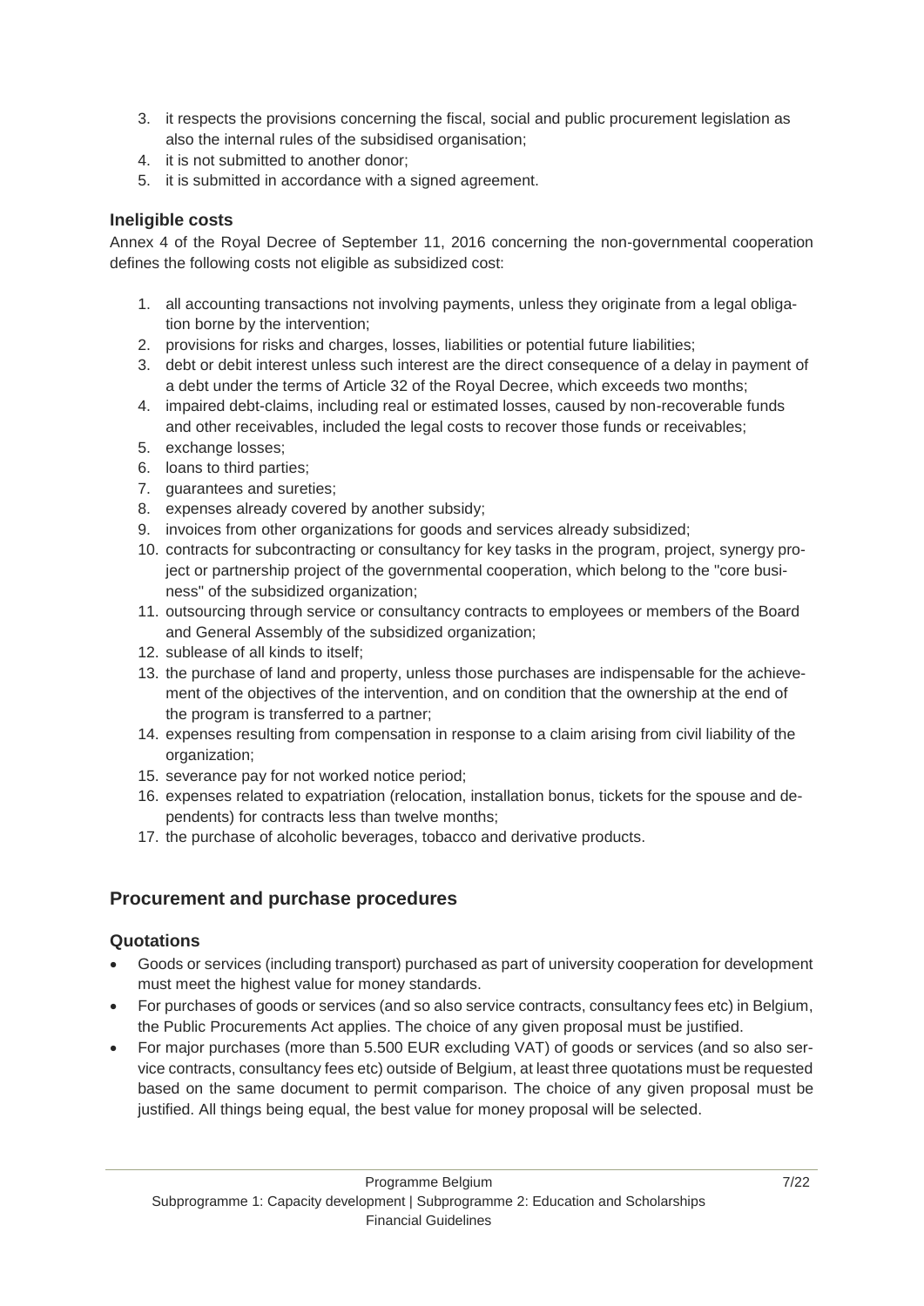3. it respects the provisions concerning the fiscal, social and public procurement legislation as also the internal rules of the subsidised organisation;
4. it is not submitted to another donor;
5. it is submitted in accordance with a signed agreement.

### Ineligible costs

Annex 4 of the Royal Decree of September 11, 2016 concerning the non-governmental cooperation defines the following costs not eligible as subsidized cost:

1. all accounting transactions not involving payments, unless they originate from a legal obligation borne by the intervention;
2. provisions for risks and charges, losses, liabilities or potential future liabilities;
3. debt or debit interest unless such interest are the direct consequence of a delay in payment of a debt under the terms of Article 32 of the Royal Decree, which exceeds two months;
4. impaired debt-claims, including real or estimated losses, caused by non-recoverable funds and other receivables, included the legal costs to recover those funds or receivables;
5. exchange losses;
6. loans to third parties;
7. guarantees and sureties;
8. expenses already covered by another subsidy;
9. invoices from other organizations for goods and services already subsidized;
10. contracts for subcontracting or consultancy for key tasks in the program, project, synergy project or partnership project of the governmental cooperation, which belong to the "core business" of the subsidized organization;
11. outsourcing through service or consultancy contracts to employees or members of the Board and General Assembly of the subsidized organization;
12. sublease of all kinds to itself;
13. the purchase of land and property, unless those purchases are indispensable for the achievement of the objectives of the intervention, and on condition that the ownership at the end of the program is transferred to a partner;
14. expenses resulting from compensation in response to a claim arising from civil liability of the organization;
15. severance pay for not worked notice period;
16. expenses related to expatriation (relocation, installation bonus, tickets for the spouse and dependents) for contracts less than twelve months;
17. the purchase of alcoholic beverages, tobacco and derivative products.

## Procurement and purchase procedures

### Quotations

- Goods or services (including transport) purchased as part of university cooperation for development must meet the highest value for money standards.
- For purchases of goods or services (and so also service contracts, consultancy fees etc) in Belgium, the Public Procurements Act applies. The choice of any given proposal must be justified.
- For major purchases (more than 5.500 EUR excluding VAT) of goods or services (and so also service contracts, consultancy fees etc) outside of Belgium, at least three quotations must be requested based on the same document to permit comparison. The choice of any given proposal must be justified. All things being equal, the best value for money proposal will be selected.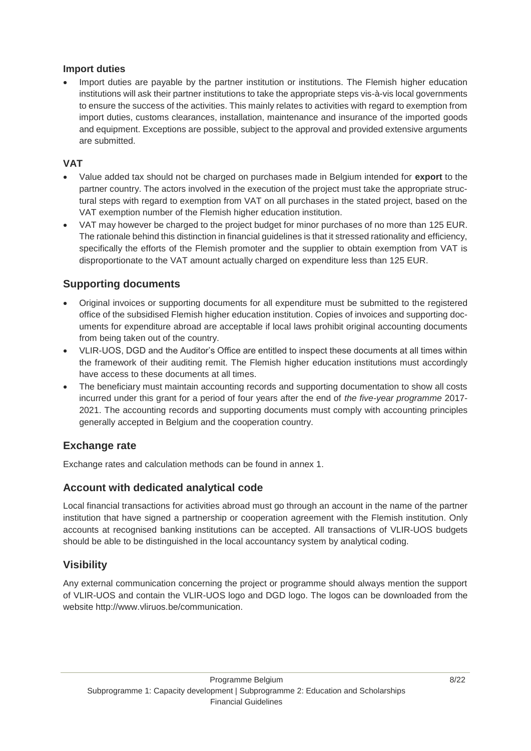#### Import duties

- Import duties are payable by the partner institution or institutions. The Flemish higher education institutions will ask their partner institutions to take the appropriate steps vis-à-vis local governments to ensure the success of the activities. This mainly relates to activities with regard to exemption from import duties, customs clearances, installation, maintenance and insurance of the imported goods and equipment. Exceptions are possible, subject to the approval and provided extensive arguments are submitted.

#### VAT

- Value added tax should not be charged on purchases made in Belgium intended for **export** to the partner country. The actors involved in the execution of the project must take the appropriate structural steps with regard to exemption from VAT on all purchases in the stated project, based on the VAT exemption number of the Flemish higher education institution.
- VAT may however be charged to the project budget for minor purchases of no more than 125 EUR. The rationale behind this distinction in financial guidelines is that it stressed rationality and efficiency, specifically the efforts of the Flemish promoter and the supplier to obtain exemption from VAT is disproportionate to the VAT amount actually charged on expenditure less than 125 EUR.

### Supporting documents

- Original invoices or supporting documents for all expenditure must be submitted to the registered office of the subsidised Flemish higher education institution. Copies of invoices and supporting documents for expenditure abroad are acceptable if local laws prohibit original accounting documents from being taken out of the country.
- VLIR-UOS, DGD and the Auditor's Office are entitled to inspect these documents at all times within the framework of their auditing remit. The Flemish higher education institutions must accordingly have access to these documents at all times.
- The beneficiary must maintain accounting records and supporting documentation to show all costs incurred under this grant for a period of four years after the end of *the five-year programme* 2017-2021. The accounting records and supporting documents must comply with accounting principles generally accepted in Belgium and the cooperation country.

### Exchange rate

Exchange rates and calculation methods can be found in annex 1.

### Account with dedicated analytical code

Local financial transactions for activities abroad must go through an account in the name of the partner institution that have signed a partnership or cooperation agreement with the Flemish institution. Only accounts at recognised banking institutions can be accepted. All transactions of VLIR-UOS budgets should be able to be distinguished in the local accountancy system by analytical coding.

### Visibility

Any external communication concerning the project or programme should always mention the support of VLIR-UOS and contain the VLIR-UOS logo and DGD logo. The logos can be downloaded from the website http://www.vliruos.be/communication.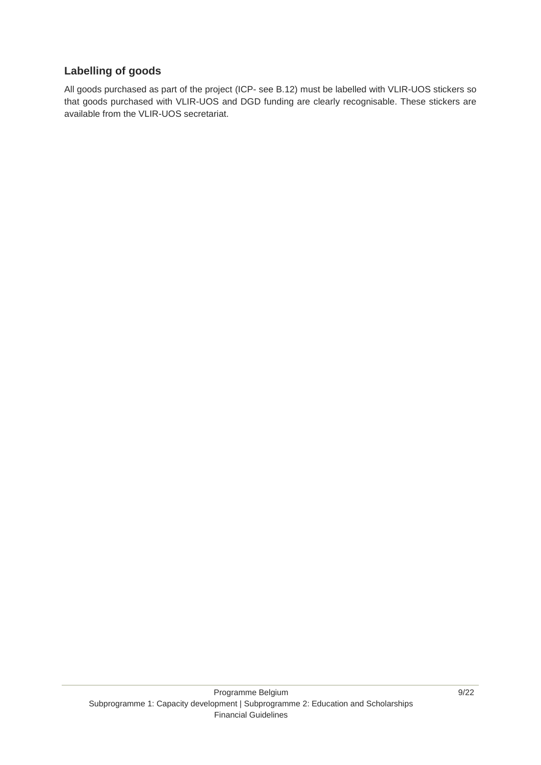### Labelling of goods

All goods purchased as part of the project (ICP- see B.12) must be labelled with VLIR-UOS stickers so that goods purchased with VLIR-UOS and DGD funding are clearly recognisable. These stickers are available from the VLIR-UOS secretariat.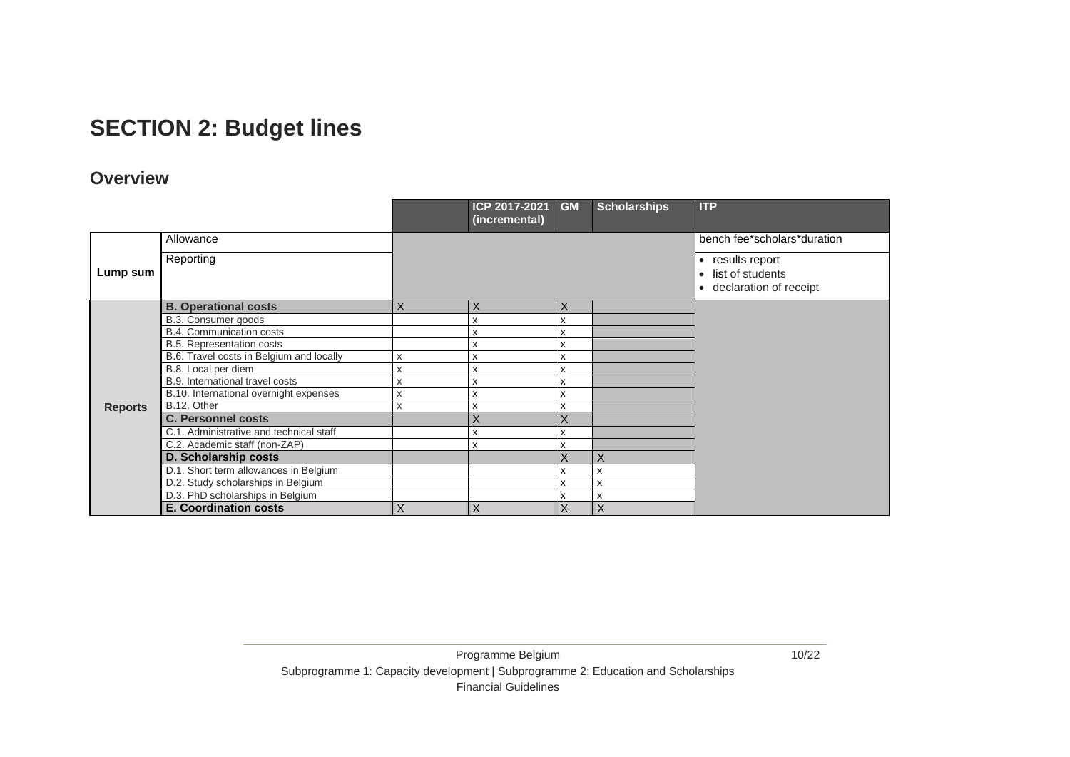# SECTION 2: Budget lines

## Overview

| | | | ICP 2017-2021 (incremental) | GM | Scholarships | ITP |
|---|---|---|---|---|---|---|
| **Lump sum** | Allowance | | | | | bench fee*scholars*duration |
| | Reporting | | | | | • results report<br>• list of students<br>• declaration of receipt |
| **Reports** | **B. Operational costs** | X | X | X | | |
| | B.3. Consumer goods | | x | x | | |
| | B.4. Communication costs | | x | x | | |
| | B.5. Representation costs | | x | x | | |
| | B.6. Travel costs in Belgium and locally | x | x | x | | |
| | B.8. Local per diem | x | x | x | | |
| | B.9. International travel costs | x | x | x | | |
| | B.10. International overnight expenses | x | x | x | | |
| | B.12. Other | x | x | x | | |
| | **C. Personnel costs** | | X | X | | |
| | C.1. Administrative and technical staff | | x | x | | |
| | C.2. Academic staff (non-ZAP) | | x | x | | |
| | **D. Scholarship costs** | | | X | X | |
| | D.1. Short term allowances in Belgium | | | x | x | |
| | D.2. Study scholarships in Belgium | | | x | x | |
| | D.3. PhD scholarships in Belgium | | | x | x | |
| | **E. Coordination costs** | X | X | X | X | |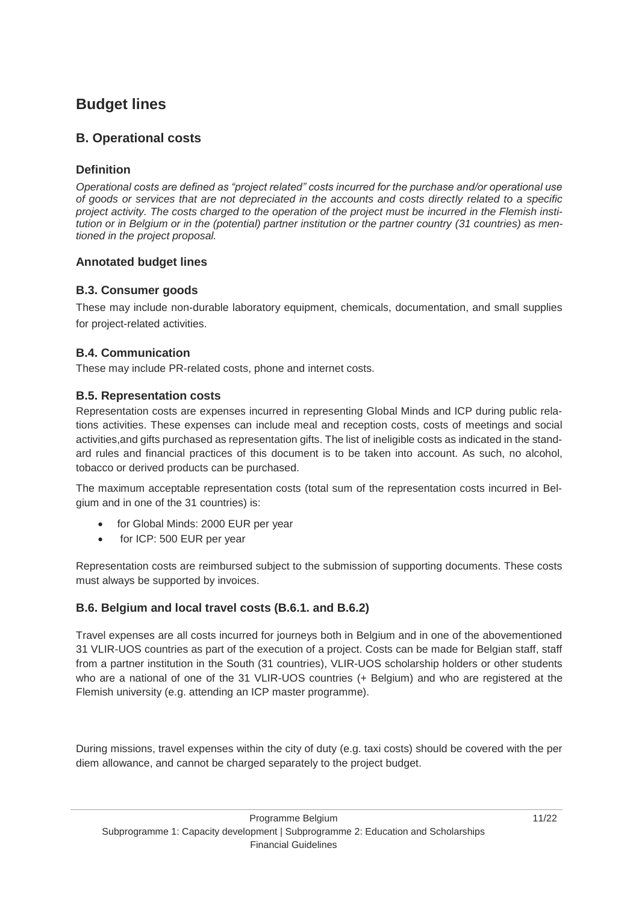# Budget lines

## B. Operational costs

### Definition

*Operational costs are defined as "project related" costs incurred for the purchase and/or operational use of goods or services that are not depreciated in the accounts and costs directly related to a specific project activity. The costs charged to the operation of the project must be incurred in the Flemish institution or in Belgium or in the (potential) partner institution or the partner country (31 countries) as mentioned in the project proposal.*

### Annotated budget lines

#### B.3. Consumer goods

These may include non-durable laboratory equipment, chemicals, documentation, and small supplies for project-related activities.

#### B.4. Communication

These may include PR-related costs, phone and internet costs.

#### B.5. Representation costs

Representation costs are expenses incurred in representing Global Minds and ICP during public relations activities. These expenses can include meal and reception costs, costs of meetings and social activities,and gifts purchased as representation gifts. The list of ineligible costs as indicated in the standard rules and financial practices of this document is to be taken into account. As such, no alcohol, tobacco or derived products can be purchased.

The maximum acceptable representation costs (total sum of the representation costs incurred in Belgium and in one of the 31 countries) is:

- for Global Minds: 2000 EUR per year
- for ICP: 500 EUR per year

Representation costs are reimbursed subject to the submission of supporting documents. These costs must always be supported by invoices.

### B.6. Belgium and local travel costs (B.6.1. and B.6.2)

Travel expenses are all costs incurred for journeys both in Belgium and in one of the abovementioned 31 VLIR-UOS countries as part of the execution of a project. Costs can be made for Belgian staff, staff from a partner institution in the South (31 countries), VLIR-UOS scholarship holders or other students who are a national of one of the 31 VLIR-UOS countries (+ Belgium) and who are registered at the Flemish university (e.g. attending an ICP master programme).

During missions, travel expenses within the city of duty (e.g. taxi costs) should be covered with the per diem allowance, and cannot be charged separately to the project budget.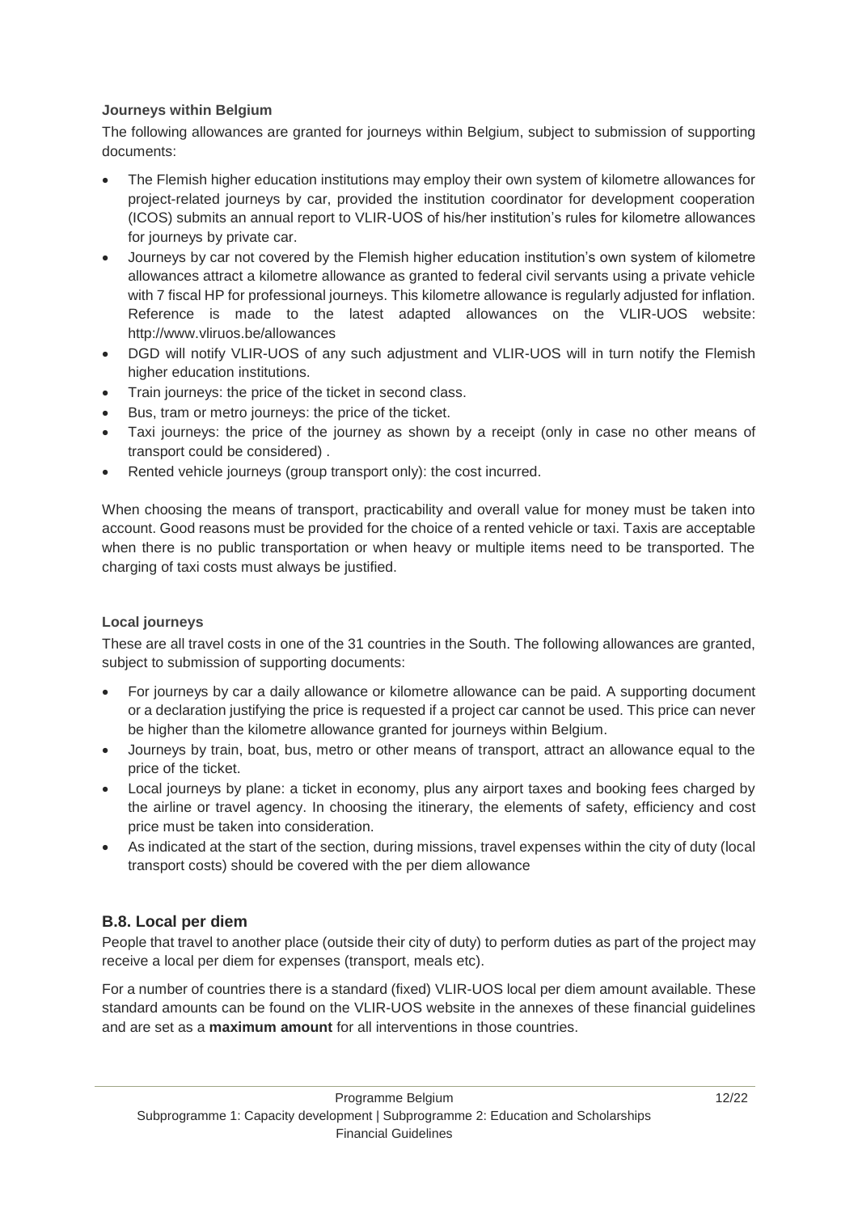**Journeys within Belgium**

The following allowances are granted for journeys within Belgium, subject to submission of supporting documents:

- The Flemish higher education institutions may employ their own system of kilometre allowances for project-related journeys by car, provided the institution coordinator for development cooperation (ICOS) submits an annual report to VLIR-UOS of his/her institution's rules for kilometre allowances for journeys by private car.
- Journeys by car not covered by the Flemish higher education institution's own system of kilometre allowances attract a kilometre allowance as granted to federal civil servants using a private vehicle with 7 fiscal HP for professional journeys. This kilometre allowance is regularly adjusted for inflation. Reference is made to the latest adapted allowances on the VLIR-UOS website: http://www.vliruos.be/allowances
- DGD will notify VLIR-UOS of any such adjustment and VLIR-UOS will in turn notify the Flemish higher education institutions.
- Train journeys: the price of the ticket in second class.
- Bus, tram or metro journeys: the price of the ticket.
- Taxi journeys: the price of the journey as shown by a receipt (only in case no other means of transport could be considered) .
- Rented vehicle journeys (group transport only): the cost incurred.

When choosing the means of transport, practicability and overall value for money must be taken into account. Good reasons must be provided for the choice of a rented vehicle or taxi. Taxis are acceptable when there is no public transportation or when heavy or multiple items need to be transported. The charging of taxi costs must always be justified.

**Local journeys**

These are all travel costs in one of the 31 countries in the South. The following allowances are granted, subject to submission of supporting documents:

- For journeys by car a daily allowance or kilometre allowance can be paid. A supporting document or a declaration justifying the price is requested if a project car cannot be used. This price can never be higher than the kilometre allowance granted for journeys within Belgium.
- Journeys by train, boat, bus, metro or other means of transport, attract an allowance equal to the price of the ticket.
- Local journeys by plane: a ticket in economy, plus any airport taxes and booking fees charged by the airline or travel agency. In choosing the itinerary, the elements of safety, efficiency and cost price must be taken into consideration.
- As indicated at the start of the section, during missions, travel expenses within the city of duty (local transport costs) should be covered with the per diem allowance

## B.8. Local per diem

People that travel to another place (outside their city of duty) to perform duties as part of the project may receive a local per diem for expenses (transport, meals etc).

For a number of countries there is a standard (fixed) VLIR-UOS local per diem amount available. These standard amounts can be found on the VLIR-UOS website in the annexes of these financial guidelines and are set as a **maximum amount** for all interventions in those countries.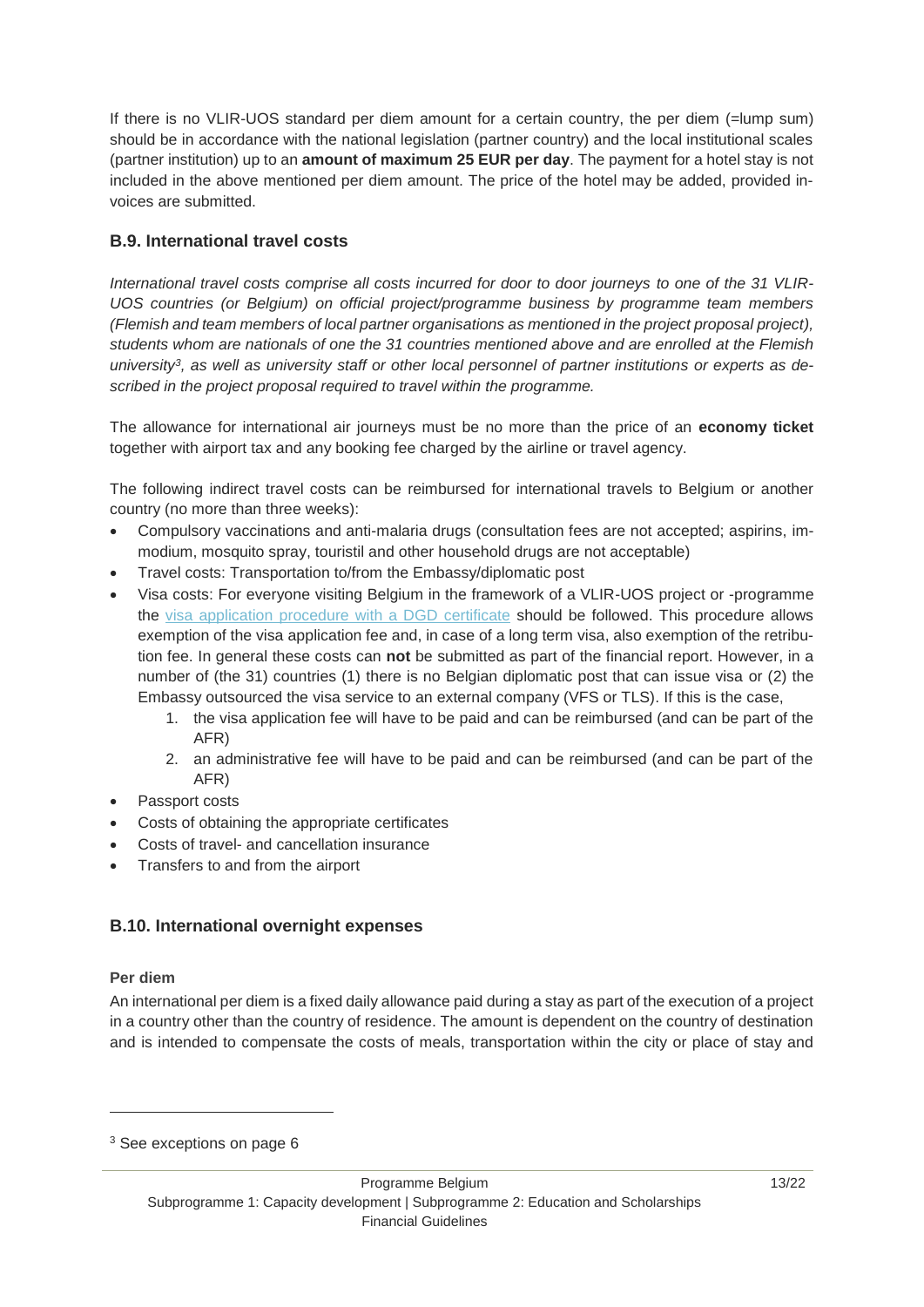If there is no VLIR-UOS standard per diem amount for a certain country, the per diem (=lump sum) should be in accordance with the national legislation (partner country) and the local institutional scales (partner institution) up to an **amount of maximum 25 EUR per day**. The payment for a hotel stay is not included in the above mentioned per diem amount. The price of the hotel may be added, provided invoices are submitted.

### B.9. International travel costs

*International travel costs comprise all costs incurred for door to door journeys to one of the 31 VLIR-UOS countries (or Belgium) on official project/programme business by programme team members (Flemish and team members of local partner organisations as mentioned in the project proposal project), students whom are nationals of one the 31 countries mentioned above and are enrolled at the Flemish university[3], as well as university staff or other local personnel of partner institutions or experts as described in the project proposal required to travel within the programme.*

The allowance for international air journeys must be no more than the price of an **economy ticket** together with airport tax and any booking fee charged by the airline or travel agency.

The following indirect travel costs can be reimbursed for international travels to Belgium or another country (no more than three weeks):

- Compulsory vaccinations and anti-malaria drugs (consultation fees are not accepted; aspirins, immodium, mosquito spray, touristil and other household drugs are not acceptable)
- Travel costs: Transportation to/from the Embassy/diplomatic post
- Visa costs: For everyone visiting Belgium in the framework of a VLIR-UOS project or -programme the visa application procedure with a DGD certificate should be followed. This procedure allows exemption of the visa application fee and, in case of a long term visa, also exemption of the retribution fee. In general these costs can **not** be submitted as part of the financial report. However, in a number of (the 31) countries (1) there is no Belgian diplomatic post that can issue visa or (2) the Embassy outsourced the visa service to an external company (VFS or TLS). If this is the case,
    1. the visa application fee will have to be paid and can be reimbursed (and can be part of the AFR)
    2. an administrative fee will have to be paid and can be reimbursed (and can be part of the AFR)
- Passport costs
- Costs of obtaining the appropriate certificates
- Costs of travel- and cancellation insurance
- Transfers to and from the airport

### B.10. International overnight expenses

**Per diem**

An international per diem is a fixed daily allowance paid during a stay as part of the execution of a project in a country other than the country of residence. The amount is dependent on the country of destination and is intended to compensate the costs of meals, transportation within the city or place of stay and

[3] See exceptions on page 6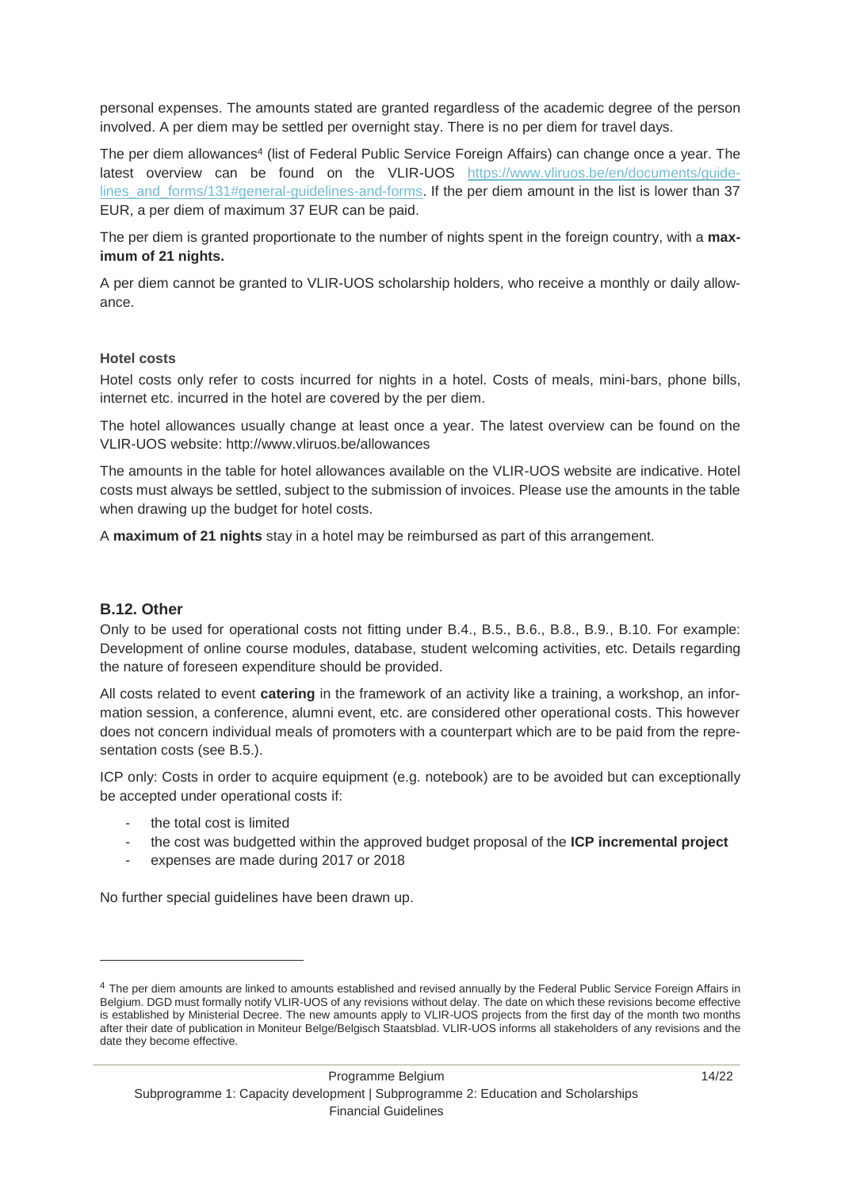personal expenses. The amounts stated are granted regardless of the academic degree of the person involved. A per diem may be settled per overnight stay. There is no per diem for travel days.

The per diem allowances[4] (list of Federal Public Service Foreign Affairs) can change once a year. The latest overview can be found on the VLIR-UOS [https://www.vliruos.be/en/documents/guidelines_and_forms/131#general-guidelines-and-forms](https://www.vliruos.be/en/documents/guidelines_and_forms/131#general-guidelines-and-forms). If the per diem amount in the list is lower than 37 EUR, a per diem of maximum 37 EUR can be paid.

The per diem is granted proportionate to the number of nights spent in the foreign country, with a **maximum of 21 nights.**

A per diem cannot be granted to VLIR-UOS scholarship holders, who receive a monthly or daily allowance.

#### Hotel costs

Hotel costs only refer to costs incurred for nights in a hotel. Costs of meals, mini-bars, phone bills, internet etc. incurred in the hotel are covered by the per diem.

The hotel allowances usually change at least once a year. The latest overview can be found on the VLIR-UOS website: http://www.vliruos.be/allowances

The amounts in the table for hotel allowances available on the VLIR-UOS website are indicative. Hotel costs must always be settled, subject to the submission of invoices. Please use the amounts in the table when drawing up the budget for hotel costs.

A **maximum of 21 nights** stay in a hotel may be reimbursed as part of this arrangement.

### B.12. Other

Only to be used for operational costs not fitting under B.4., B.5., B.6., B.8., B.9., B.10. For example: Development of online course modules, database, student welcoming activities, etc. Details regarding the nature of foreseen expenditure should be provided.

All costs related to event **catering** in the framework of an activity like a training, a workshop, an information session, a conference, alumni event, etc. are considered other operational costs. This however does not concern individual meals of promoters with a counterpart which are to be paid from the representation costs (see B.5.).

ICP only: Costs in order to acquire equipment (e.g. notebook) are to be avoided but can exceptionally be accepted under operational costs if:

- the total cost is limited
- the cost was budgetted within the approved budget proposal of the **ICP incremental project**
- expenses are made during 2017 or 2018

No further special guidelines have been drawn up.

---

[4] The per diem amounts are linked to amounts established and revised annually by the Federal Public Service Foreign Affairs in Belgium. DGD must formally notify VLIR-UOS of any revisions without delay. The date on which these revisions become effective is established by Ministerial Decree. The new amounts apply to VLIR-UOS projects from the first day of the month two months after their date of publication in Moniteur Belge/Belgisch Staatsblad. VLIR-UOS informs all stakeholders of any revisions and the date they become effective.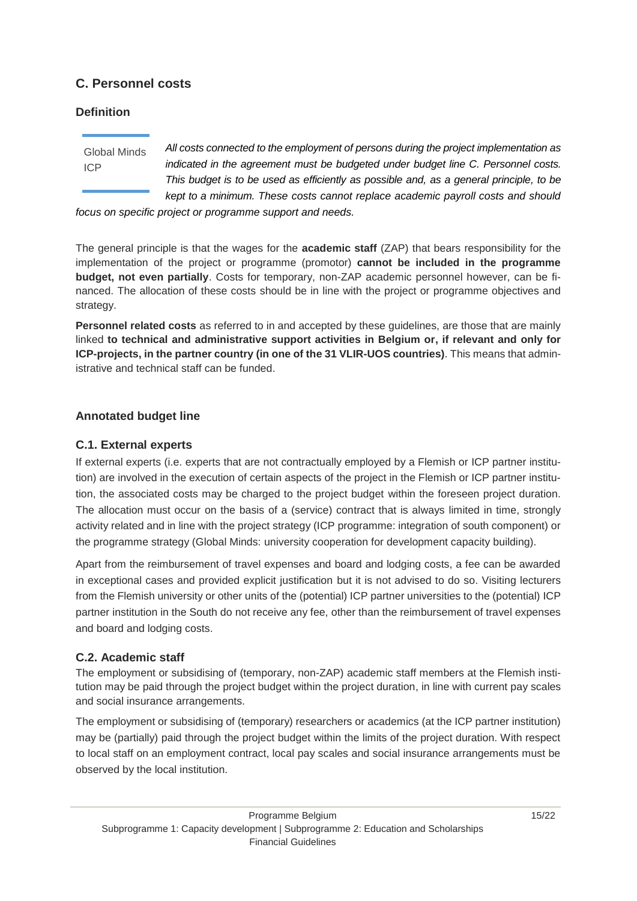## C. Personnel costs

### Definition

Global Minds
ICP

*All costs connected to the employment of persons during the project implementation as indicated in the agreement must be budgeted under budget line C. Personnel costs. This budget is to be used as efficiently as possible and, as a general principle, to be kept to a minimum. These costs cannot replace academic payroll costs and should focus on specific project or programme support and needs.*

The general principle is that the wages for the **academic staff** (ZAP) that bears responsibility for the implementation of the project or programme (promotor) **cannot be included in the programme budget, not even partially**. Costs for temporary, non-ZAP academic personnel however, can be financed. The allocation of these costs should be in line with the project or programme objectives and strategy.

**Personnel related costs** as referred to in and accepted by these guidelines, are those that are mainly linked **to technical and administrative support activities in Belgium or, if relevant and only for ICP-projects, in the partner country (in one of the 31 VLIR-UOS countries)**. This means that administrative and technical staff can be funded.

### Annotated budget line

### C.1. External experts

If external experts (i.e. experts that are not contractually employed by a Flemish or ICP partner institution) are involved in the execution of certain aspects of the project in the Flemish or ICP partner institution, the associated costs may be charged to the project budget within the foreseen project duration. The allocation must occur on the basis of a (service) contract that is always limited in time, strongly activity related and in line with the project strategy (ICP programme: integration of south component) or the programme strategy (Global Minds: university cooperation for development capacity building).

Apart from the reimbursement of travel expenses and board and lodging costs, a fee can be awarded in exceptional cases and provided explicit justification but it is not advised to do so. Visiting lecturers from the Flemish university or other units of the (potential) ICP partner universities to the (potential) ICP partner institution in the South do not receive any fee, other than the reimbursement of travel expenses and board and lodging costs.

### C.2. Academic staff

The employment or subsidising of (temporary, non-ZAP) academic staff members at the Flemish institution may be paid through the project budget within the project duration, in line with current pay scales and social insurance arrangements.

The employment or subsidising of (temporary) researchers or academics (at the ICP partner institution) may be (partially) paid through the project budget within the limits of the project duration. With respect to local staff on an employment contract, local pay scales and social insurance arrangements must be observed by the local institution.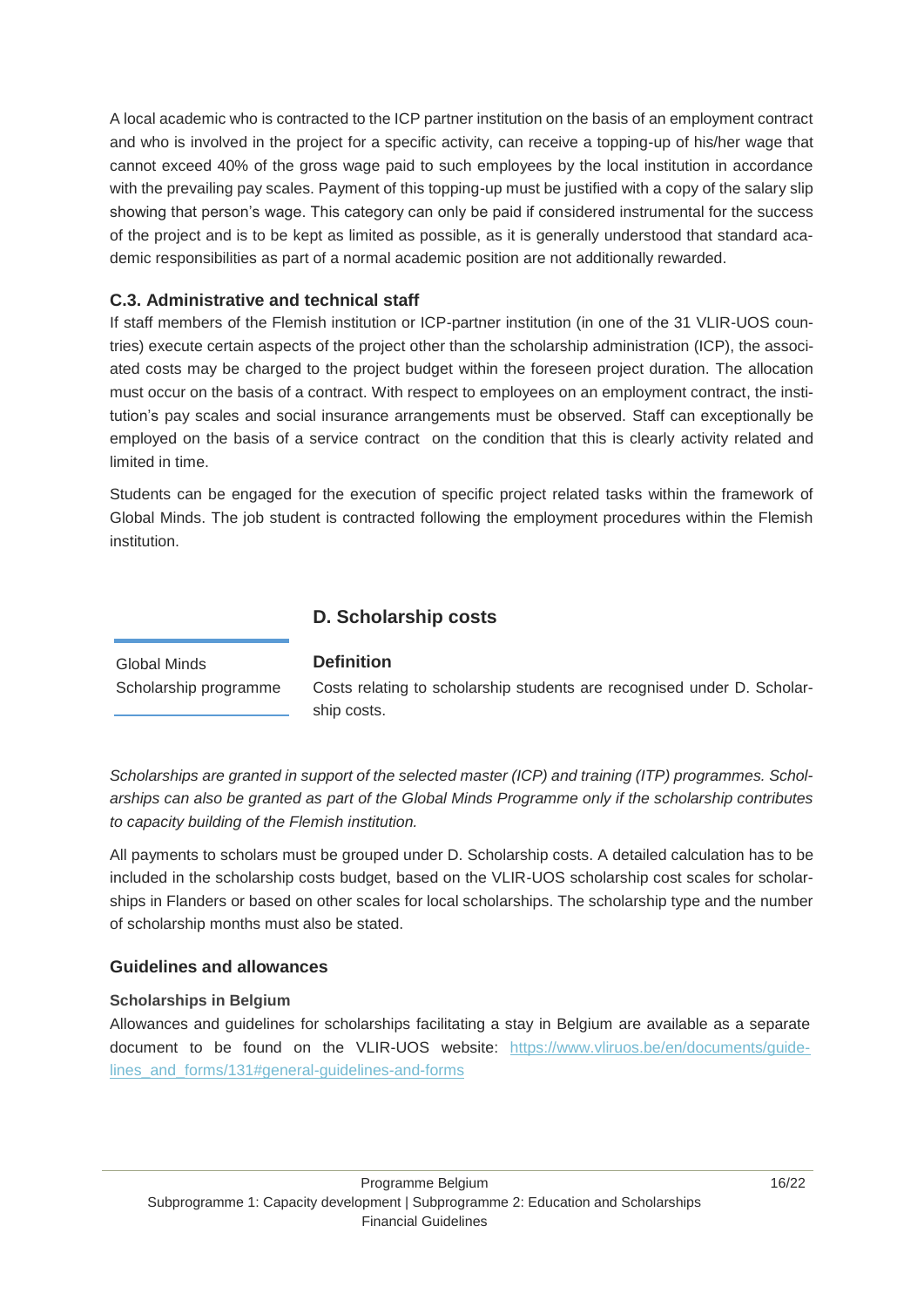A local academic who is contracted to the ICP partner institution on the basis of an employment contract and who is involved in the project for a specific activity, can receive a topping-up of his/her wage that cannot exceed 40% of the gross wage paid to such employees by the local institution in accordance with the prevailing pay scales. Payment of this topping-up must be justified with a copy of the salary slip showing that person's wage. This category can only be paid if considered instrumental for the success of the project and is to be kept as limited as possible, as it is generally understood that standard academic responsibilities as part of a normal academic position are not additionally rewarded.

### C.3. Administrative and technical staff

If staff members of the Flemish institution or ICP-partner institution (in one of the 31 VLIR-UOS countries) execute certain aspects of the project other than the scholarship administration (ICP), the associated costs may be charged to the project budget within the foreseen project duration. The allocation must occur on the basis of a contract. With respect to employees on an employment contract, the institution's pay scales and social insurance arrangements must be observed. Staff can exceptionally be employed on the basis of a service contract on the condition that this is clearly activity related and limited in time.

Students can be engaged for the execution of specific project related tasks within the framework of Global Minds. The job student is contracted following the employment procedures within the Flemish institution.

## D. Scholarship costs

Global Minds Scholarship programme

**Definition**

Costs relating to scholarship students are recognised under D. Scholarship costs.

*Scholarships are granted in support of the selected master (ICP) and training (ITP) programmes. Scholarships can also be granted as part of the Global Minds Programme only if the scholarship contributes to capacity building of the Flemish institution.*

All payments to scholars must be grouped under D. Scholarship costs. A detailed calculation has to be included in the scholarship costs budget, based on the VLIR-UOS scholarship cost scales for scholarships in Flanders or based on other scales for local scholarships. The scholarship type and the number of scholarship months must also be stated.

### Guidelines and allowances

#### Scholarships in Belgium

Allowances and guidelines for scholarships facilitating a stay in Belgium are available as a separate document to be found on the VLIR-UOS website: https://www.vliruos.be/en/documents/guidelines_and_forms/131#general-guidelines-and-forms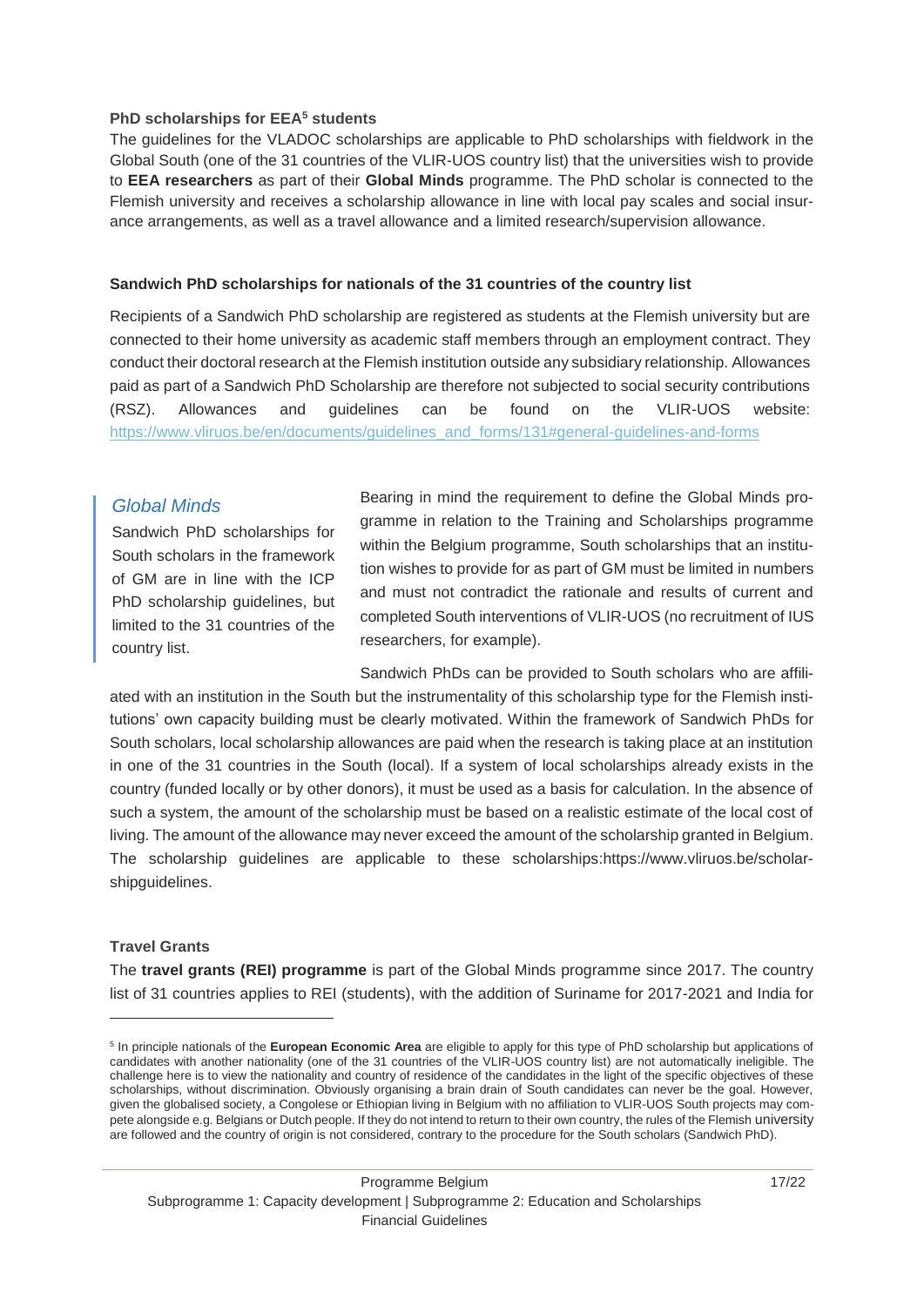**PhD scholarships for EEA[5] students**

The guidelines for the VLADOC scholarships are applicable to PhD scholarships with fieldwork in the Global South (one of the 31 countries of the VLIR-UOS country list) that the universities wish to provide to **EEA researchers** as part of their **Global Minds** programme. The PhD scholar is connected to the Flemish university and receives a scholarship allowance in line with local pay scales and social insurance arrangements, as well as a travel allowance and a limited research/supervision allowance.

**Sandwich PhD scholarships for nationals of the 31 countries of the country list**

Recipients of a Sandwich PhD scholarship are registered as students at the Flemish university but are connected to their home university as academic staff members through an employment contract. They conduct their doctoral research at the Flemish institution outside any subsidiary relationship. Allowances paid as part of a Sandwich PhD Scholarship are therefore not subjected to social security contributions (RSZ). Allowances and guidelines can be found on the VLIR-UOS website: https://www.vliruos.be/en/documents/guidelines_and_forms/131#general-guidelines-and-forms

> *Global Minds*
>
> Sandwich PhD scholarships for South scholars in the framework of GM are in line with the ICP PhD scholarship guidelines, but limited to the 31 countries of the country list.

Bearing in mind the requirement to define the Global Minds programme in relation to the Training and Scholarships programme within the Belgium programme, South scholarships that an institution wishes to provide for as part of GM must be limited in numbers and must not contradict the rationale and results of current and completed South interventions of VLIR-UOS (no recruitment of IUS researchers, for example).

Sandwich PhDs can be provided to South scholars who are affiliated with an institution in the South but the instrumentality of this scholarship type for the Flemish institutions' own capacity building must be clearly motivated. Within the framework of Sandwich PhDs for South scholars, local scholarship allowances are paid when the research is taking place at an institution in one of the 31 countries in the South (local). If a system of local scholarships already exists in the country (funded locally or by other donors), it must be used as a basis for calculation. In the absence of such a system, the amount of the scholarship must be based on a realistic estimate of the local cost of living. The amount of the allowance may never exceed the amount of the scholarship granted in Belgium. The scholarship guidelines are applicable to these scholarships:https://www.vliruos.be/scholarshipguidelines.

**Travel Grants**

The **travel grants (REI) programme** is part of the Global Minds programme since 2017. The country list of 31 countries applies to REI (students), with the addition of Suriname for 2017-2021 and India for

[5] In principle nationals of the **European Economic Area** are eligible to apply for this type of PhD scholarship but applications of candidates with another nationality (one of the 31 countries of the VLIR-UOS country list) are not automatically ineligible. The challenge here is to view the nationality and country of residence of the candidates in the light of the specific objectives of these scholarships, without discrimination. Obviously organising a brain drain of South candidates can never be the goal. However, given the globalised society, a Congolese or Ethiopian living in Belgium with no affiliation to VLIR-UOS South projects may compete alongside e.g. Belgians or Dutch people. If they do not intend to return to their own country, the rules of the Flemish university are followed and the country of origin is not considered, contrary to the procedure for the South scholars (Sandwich PhD).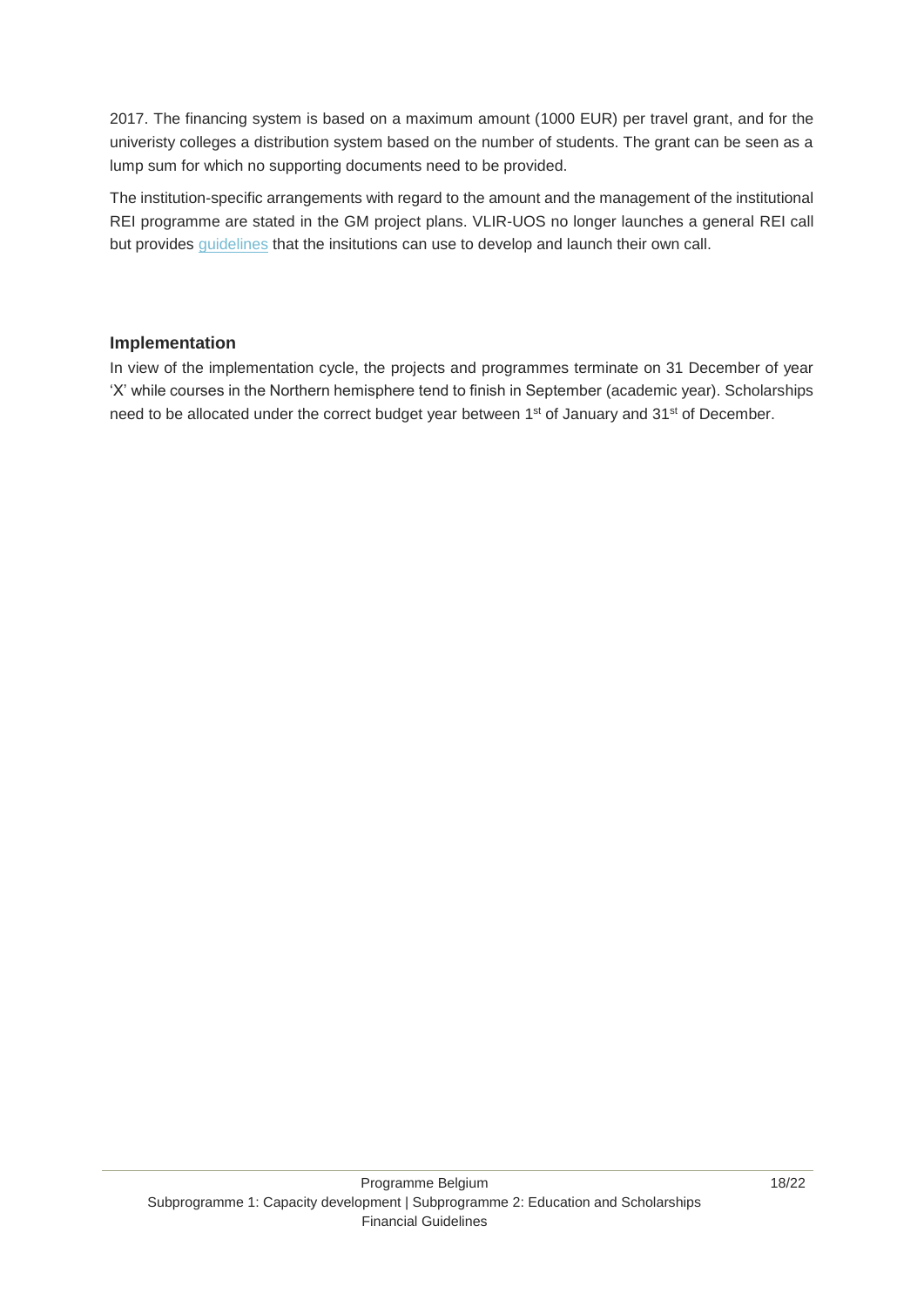2017. The financing system is based on a maximum amount (1000 EUR) per travel grant, and for the univeristy colleges a distribution system based on the number of students. The grant can be seen as a lump sum for which no supporting documents need to be provided.

The institution-specific arrangements with regard to the amount and the management of the institutional REI programme are stated in the GM project plans. VLIR-UOS no longer launches a general REI call but provides guidelines that the insitutions can use to develop and launch their own call.

### Implementation

In view of the implementation cycle, the projects and programmes terminate on 31 December of year 'X' while courses in the Northern hemisphere tend to finish in September (academic year). Scholarships need to be allocated under the correct budget year between 1st of January and 31st of December.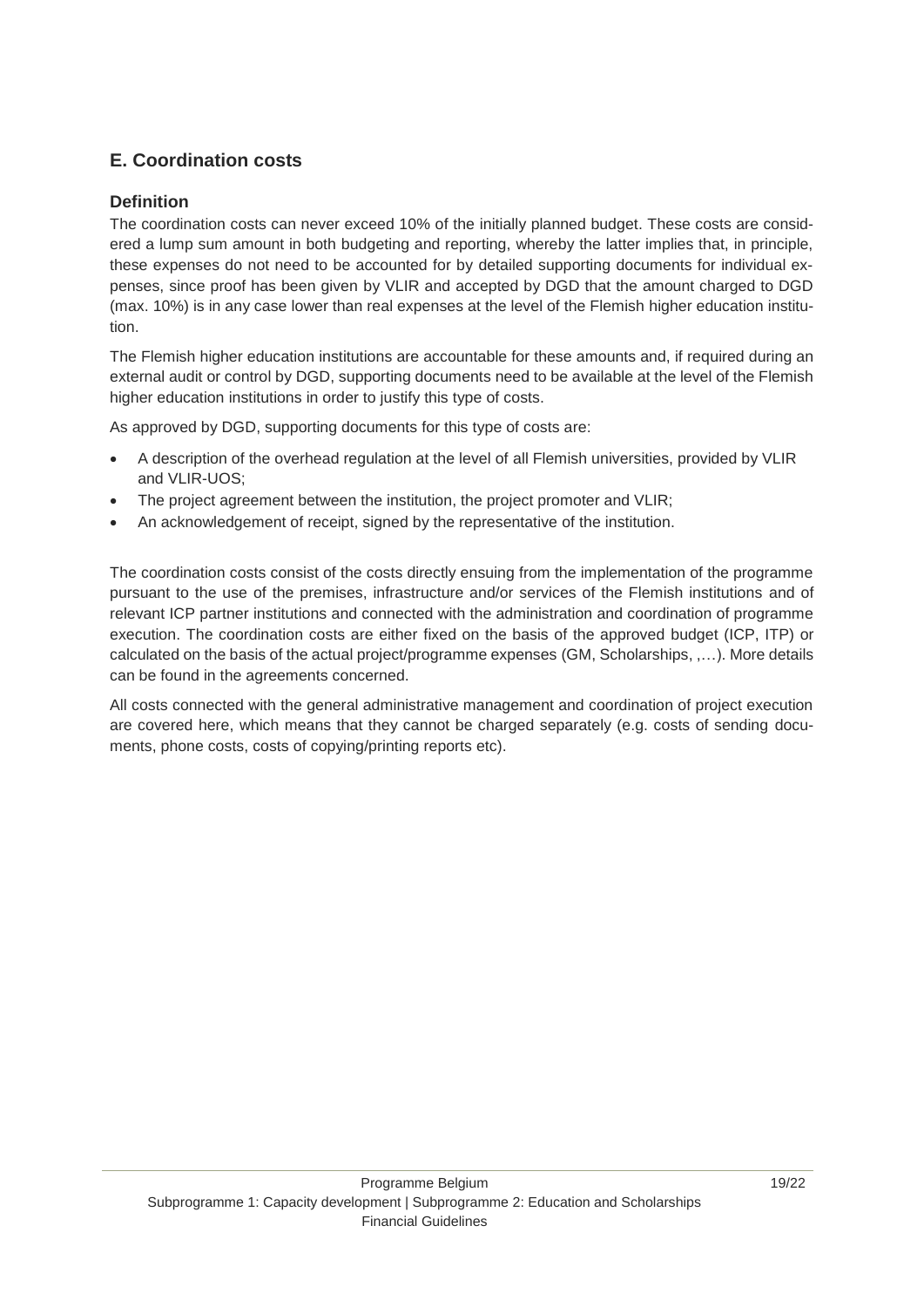## E. Coordination costs

### Definition

The coordination costs can never exceed 10% of the initially planned budget. These costs are considered a lump sum amount in both budgeting and reporting, whereby the latter implies that, in principle, these expenses do not need to be accounted for by detailed supporting documents for individual expenses, since proof has been given by VLIR and accepted by DGD that the amount charged to DGD (max. 10%) is in any case lower than real expenses at the level of the Flemish higher education institution.

The Flemish higher education institutions are accountable for these amounts and, if required during an external audit or control by DGD, supporting documents need to be available at the level of the Flemish higher education institutions in order to justify this type of costs.

As approved by DGD, supporting documents for this type of costs are:

- A description of the overhead regulation at the level of all Flemish universities, provided by VLIR and VLIR-UOS;
- The project agreement between the institution, the project promoter and VLIR;
- An acknowledgement of receipt, signed by the representative of the institution.

The coordination costs consist of the costs directly ensuing from the implementation of the programme pursuant to the use of the premises, infrastructure and/or services of the Flemish institutions and of relevant ICP partner institutions and connected with the administration and coordination of programme execution. The coordination costs are either fixed on the basis of the approved budget (ICP, ITP) or calculated on the basis of the actual project/programme expenses (GM, Scholarships, ,…). More details can be found in the agreements concerned.

All costs connected with the general administrative management and coordination of project execution are covered here, which means that they cannot be charged separately (e.g. costs of sending documents, phone costs, costs of copying/printing reports etc).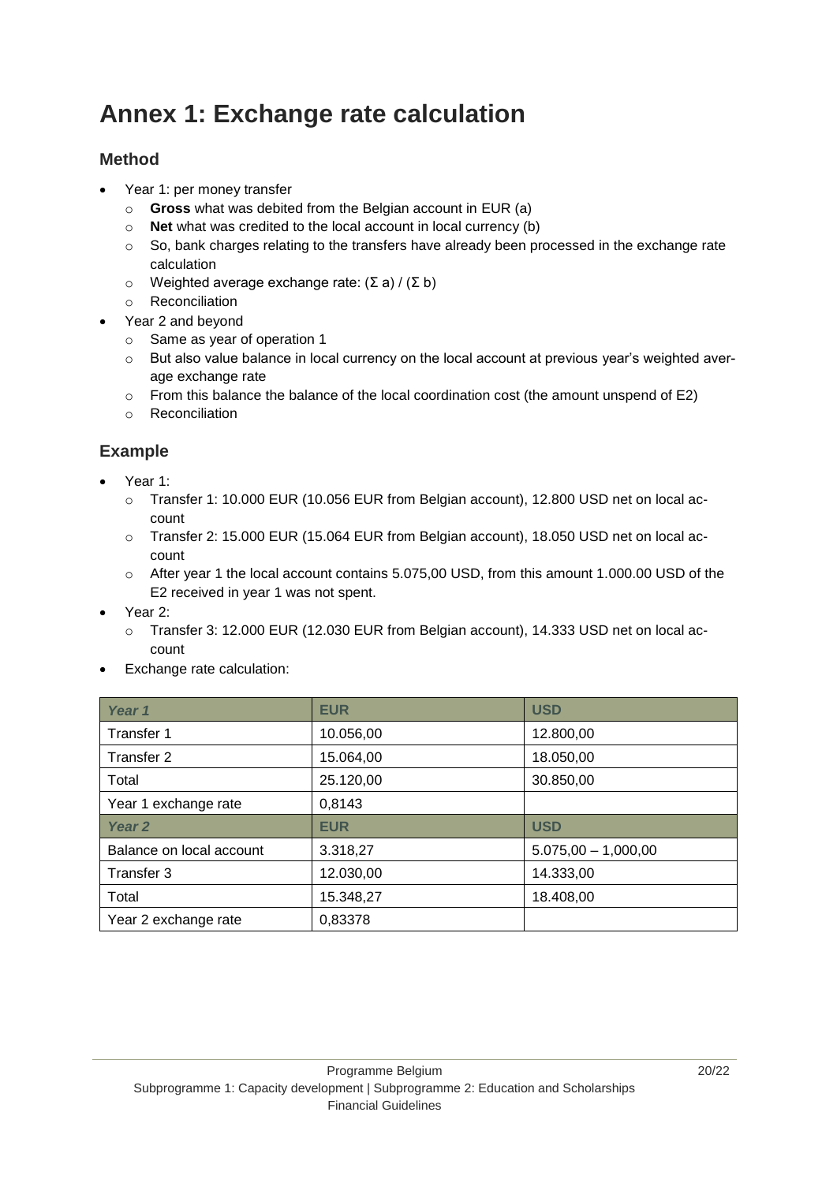# Annex 1: Exchange rate calculation

## Method

- Year 1: per money transfer
  - **Gross** what was debited from the Belgian account in EUR (a)
  - **Net** what was credited to the local account in local currency (b)
  - So, bank charges relating to the transfers have already been processed in the exchange rate calculation
  - Weighted average exchange rate: $(\Sigma a) / (\Sigma b)$
  - Reconciliation
- Year 2 and beyond
  - Same as year of operation 1
  - But also value balance in local currency on the local account at previous year's weighted average exchange rate
  - From this balance the balance of the local coordination cost (the amount unspend of E2)
  - Reconciliation

## Example

- Year 1:
  - Transfer 1: 10.000 EUR (10.056 EUR from Belgian account), 12.800 USD net on local account
  - Transfer 2: 15.000 EUR (15.064 EUR from Belgian account), 18.050 USD net on local account
  - After year 1 the local account contains 5.075,00 USD, from this amount 1.000.00 USD of the E2 received in year 1 was not spent.
- Year 2:
  - Transfer 3: 12.000 EUR (12.030 EUR from Belgian account), 14.333 USD net on local account
- Exchange rate calculation:

| *Year 1* | EUR | USD |
|---|---|---|
| Transfer 1 | 10.056,00 | 12.800,00 |
| Transfer 2 | 15.064,00 | 18.050,00 |
| Total | 25.120,00 | 30.850,00 |
| Year 1 exchange rate | 0,8143 | |
| *Year 2* | **EUR** | **USD** |
| Balance on local account | 3.318,27 | 5.075,00 – 1,000,00 |
| Transfer 3 | 12.030,00 | 14.333,00 |
| Total | 15.348,27 | 18.408,00 |
| Year 2 exchange rate | 0,83378 | |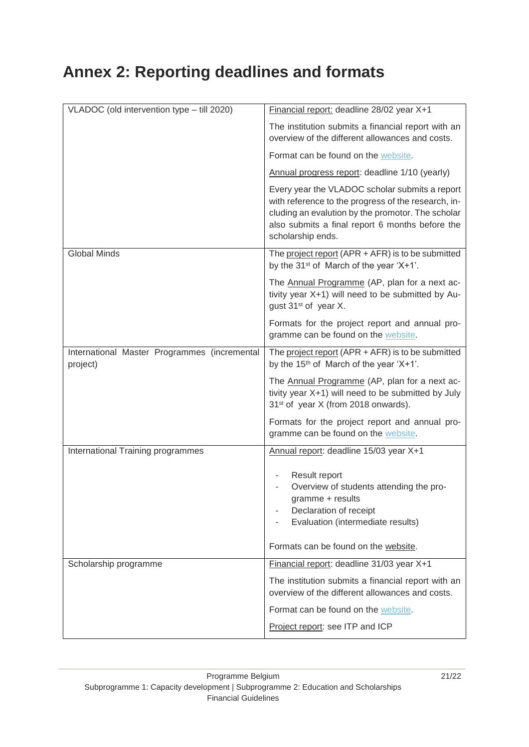# Annex 2: Reporting deadlines and formats

| | |
|---|---|
| VLADOC (old intervention type – till 2020) | Financial report: deadline 28/02 year X+1<br><br>The institution submits a financial report with an overview of the different allowances and costs.<br><br>Format can be found on the website.<br><br>Annual progress report: deadline 1/10 (yearly)<br><br>Every year the VLADOC scholar submits a report with reference to the progress of the research, including an evalution by the promotor. The scholar also submits a final report 6 months before the scholarship ends. |
| Global Minds | The project report (APR + AFR) is to be submitted by the 31st of March of the year 'X+1'.<br><br>The Annual Programme (AP, plan for a next activity year X+1) will need to be submitted by August 31st of year X.<br><br>Formats for the project report and annual programme can be found on the website. |
| International Master Programmes (incremental project) | The project report (APR + AFR) is to be submitted by the 15th of March of the year 'X+1'.<br><br>The Annual Programme (AP, plan for a next activity year X+1) will need to be submitted by July 31st of year X (from 2018 onwards).<br><br>Formats for the project report and annual programme can be found on the website. |
| International Training programmes | Annual report: deadline 15/03 year X+1<br><br>- Result report<br>- Overview of students attending the programme + results<br>- Declaration of receipt<br>- Evaluation (intermediate results)<br><br>Formats can be found on the website. |
| Scholarship programme | Financial report: deadline 31/03 year X+1<br><br>The institution submits a financial report with an overview of the different allowances and costs.<br><br>Format can be found on the website.<br><br>Project report: see ITP and ICP |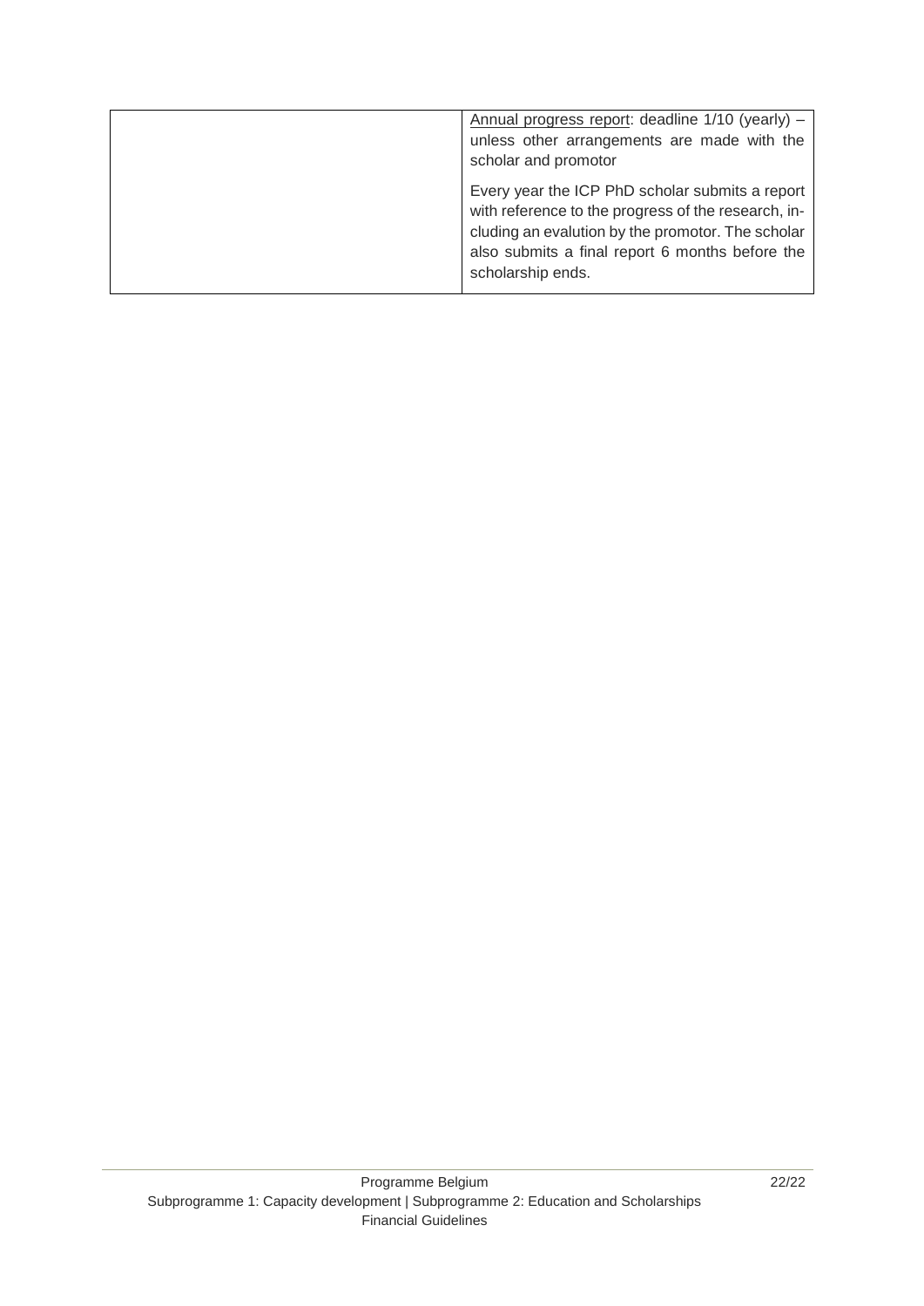| | |
|---|---|
| | Annual progress report: deadline 1/10 (yearly) – unless other arrangements are made with the scholar and promotor<br><br>Every year the ICP PhD scholar submits a report with reference to the progress of the research, including an evalution by the promotor. The scholar also submits a final report 6 months before the scholarship ends. |